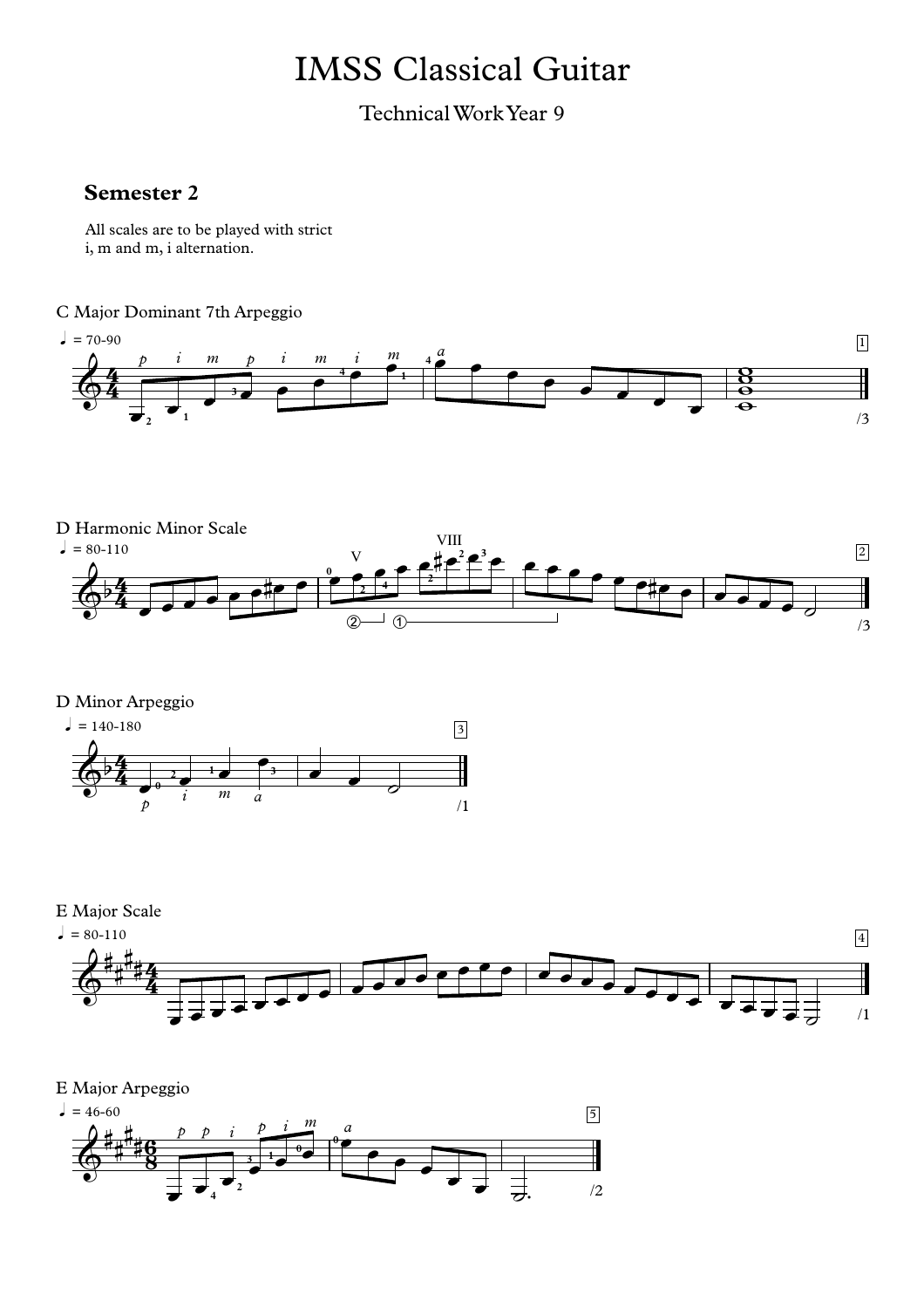# IMSS Classical Guitar

Technical Work Year 9

## Semester 2

All scales are to be played with strict
i, m and m, i alternation.

C Major Dominant 7th Arpeggio

♩ = 70-90

D Harmonic Minor Scale

♩ = 80-110

D Minor Arpeggio

♩ = 140-180

E Major Scale

♩ = 80-110

E Major Arpeggio

♩ = 46-60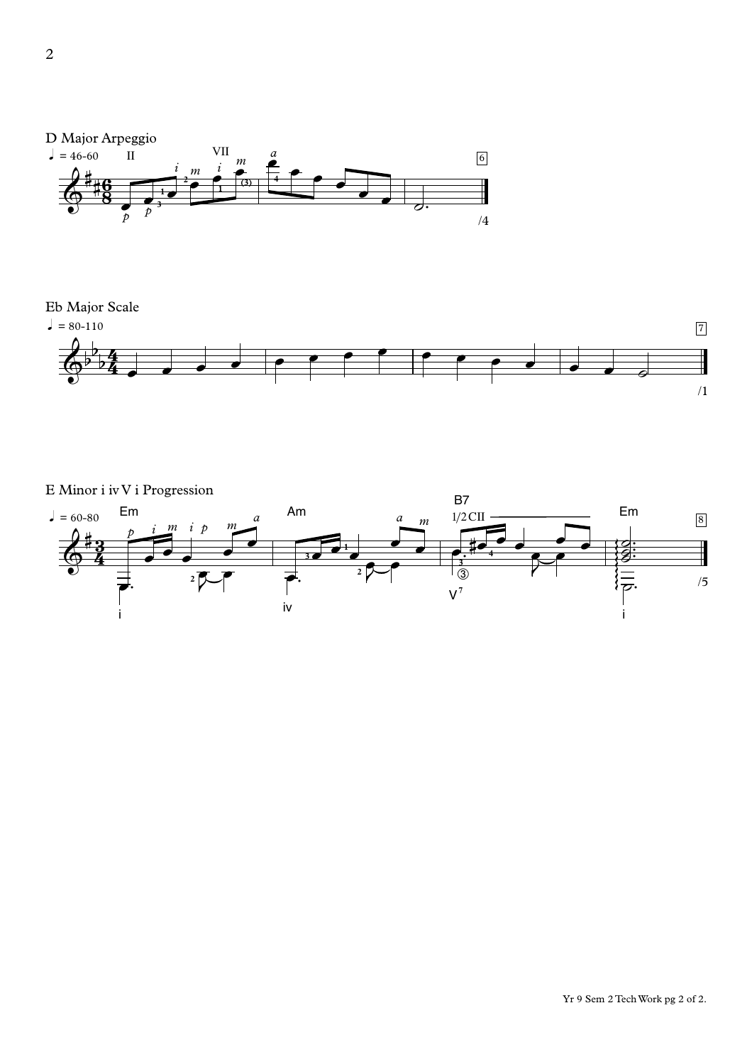## D Major Arpeggio

♩ = 46-60

/4

## Eb Major Scale

♩ = 80-110

/1

## E Minor i iv V i Progression

♩ = 60-80

/5